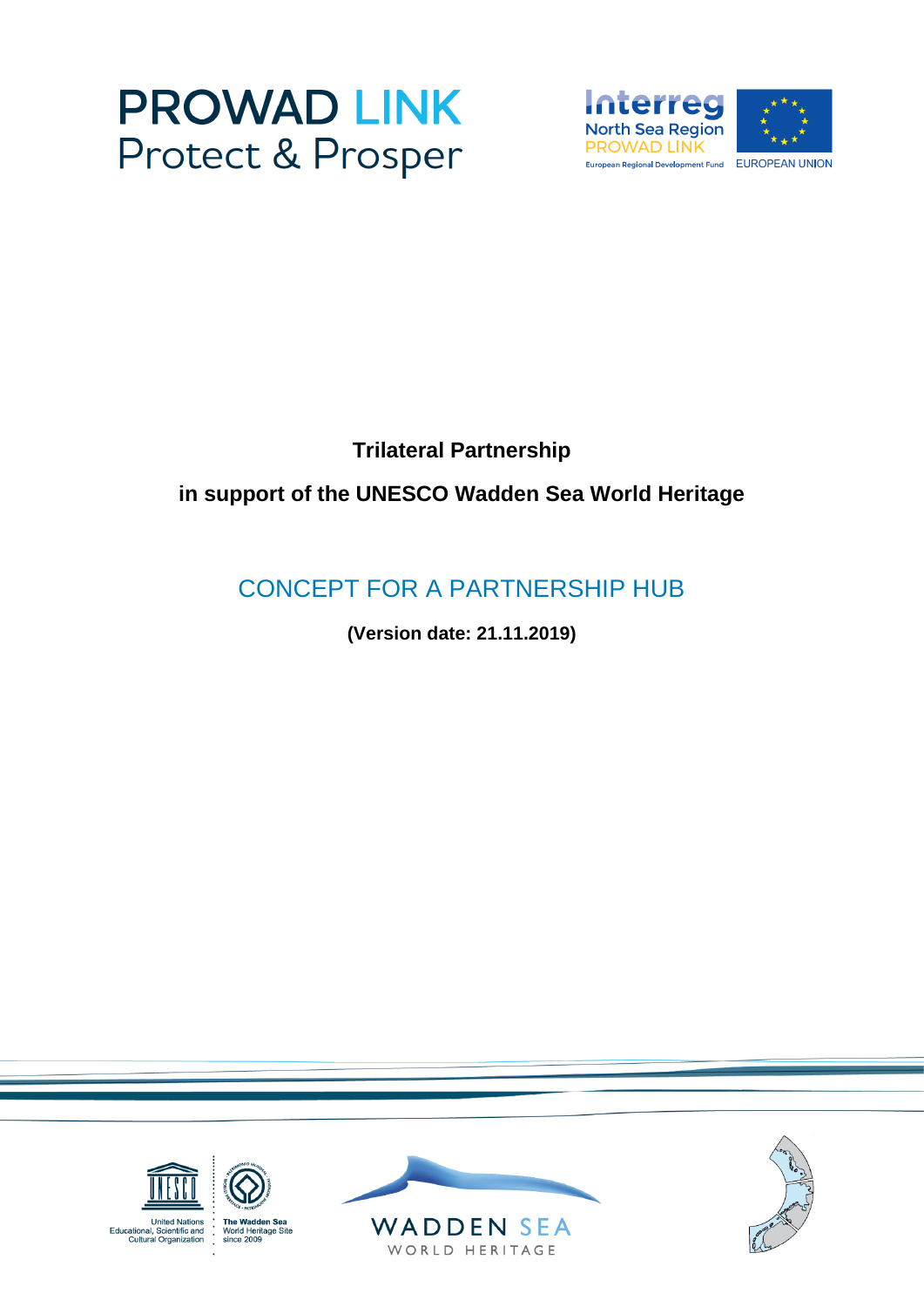PROWAD LINK
Protect & Prosper

Interreg
North Sea Region
PROWAD LINK
European Regional Development Fund
EUROPEAN UNION

**Trilateral Partnership**

**in support of the UNESCO Wadden Sea World Heritage**

# CONCEPT FOR A PARTNERSHIP HUB

**(Version date: 21.11.2019)**

United Nations Educational, Scientific and Cultural Organization

The Wadden Sea World Heritage Site since 2009

WADDEN SEA
WORLD HERITAGE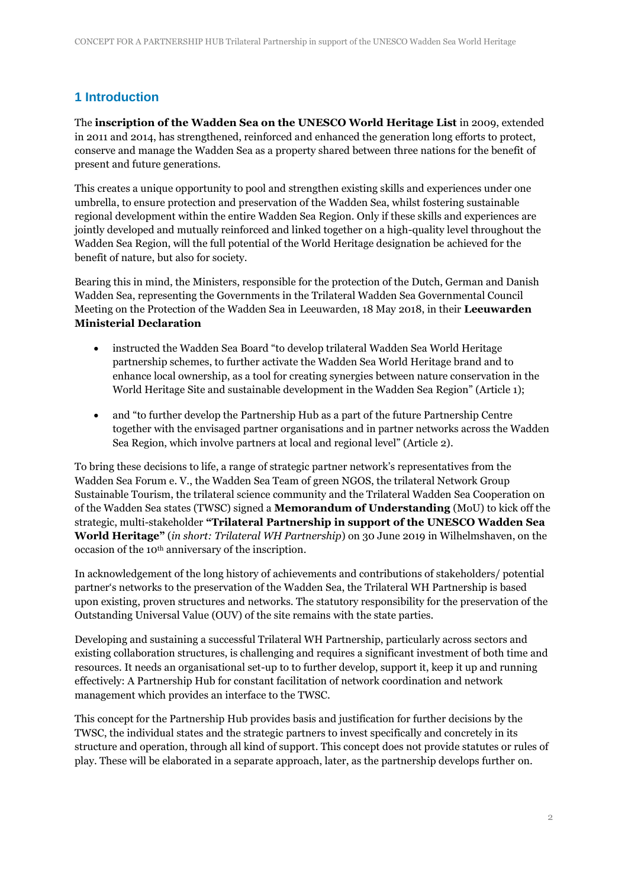## 1 Introduction

The **inscription of the Wadden Sea on the UNESCO World Heritage List** in 2009, extended in 2011 and 2014, has strengthened, reinforced and enhanced the generation long efforts to protect, conserve and manage the Wadden Sea as a property shared between three nations for the benefit of present and future generations.

This creates a unique opportunity to pool and strengthen existing skills and experiences under one umbrella, to ensure protection and preservation of the Wadden Sea, whilst fostering sustainable regional development within the entire Wadden Sea Region. Only if these skills and experiences are jointly developed and mutually reinforced and linked together on a high-quality level throughout the Wadden Sea Region, will the full potential of the World Heritage designation be achieved for the benefit of nature, but also for society.

Bearing this in mind, the Ministers, responsible for the protection of the Dutch, German and Danish Wadden Sea, representing the Governments in the Trilateral Wadden Sea Governmental Council Meeting on the Protection of the Wadden Sea in Leeuwarden, 18 May 2018, in their **Leeuwarden Ministerial Declaration**

- instructed the Wadden Sea Board "to develop trilateral Wadden Sea World Heritage partnership schemes, to further activate the Wadden Sea World Heritage brand and to enhance local ownership, as a tool for creating synergies between nature conservation in the World Heritage Site and sustainable development in the Wadden Sea Region" (Article 1);
- and "to further develop the Partnership Hub as a part of the future Partnership Centre together with the envisaged partner organisations and in partner networks across the Wadden Sea Region, which involve partners at local and regional level" (Article 2).

To bring these decisions to life, a range of strategic partner network's representatives from the Wadden Sea Forum e. V., the Wadden Sea Team of green NGOS, the trilateral Network Group Sustainable Tourism, the trilateral science community and the Trilateral Wadden Sea Cooperation on of the Wadden Sea states (TWSC) signed a **Memorandum of Understanding** (MoU) to kick off the strategic, multi-stakeholder **"Trilateral Partnership in support of the UNESCO Wadden Sea World Heritage"** (*in short: Trilateral WH Partnership*) on 30 June 2019 in Wilhelmshaven, on the occasion of the 10th anniversary of the inscription.

In acknowledgement of the long history of achievements and contributions of stakeholders/ potential partner's networks to the preservation of the Wadden Sea, the Trilateral WH Partnership is based upon existing, proven structures and networks. The statutory responsibility for the preservation of the Outstanding Universal Value (OUV) of the site remains with the state parties.

Developing and sustaining a successful Trilateral WH Partnership, particularly across sectors and existing collaboration structures, is challenging and requires a significant investment of both time and resources. It needs an organisational set-up to to further develop, support it, keep it up and running effectively: A Partnership Hub for constant facilitation of network coordination and network management which provides an interface to the TWSC.

This concept for the Partnership Hub provides basis and justification for further decisions by the TWSC, the individual states and the strategic partners to invest specifically and concretely in its structure and operation, through all kind of support. This concept does not provide statutes or rules of play. These will be elaborated in a separate approach, later, as the partnership develops further on.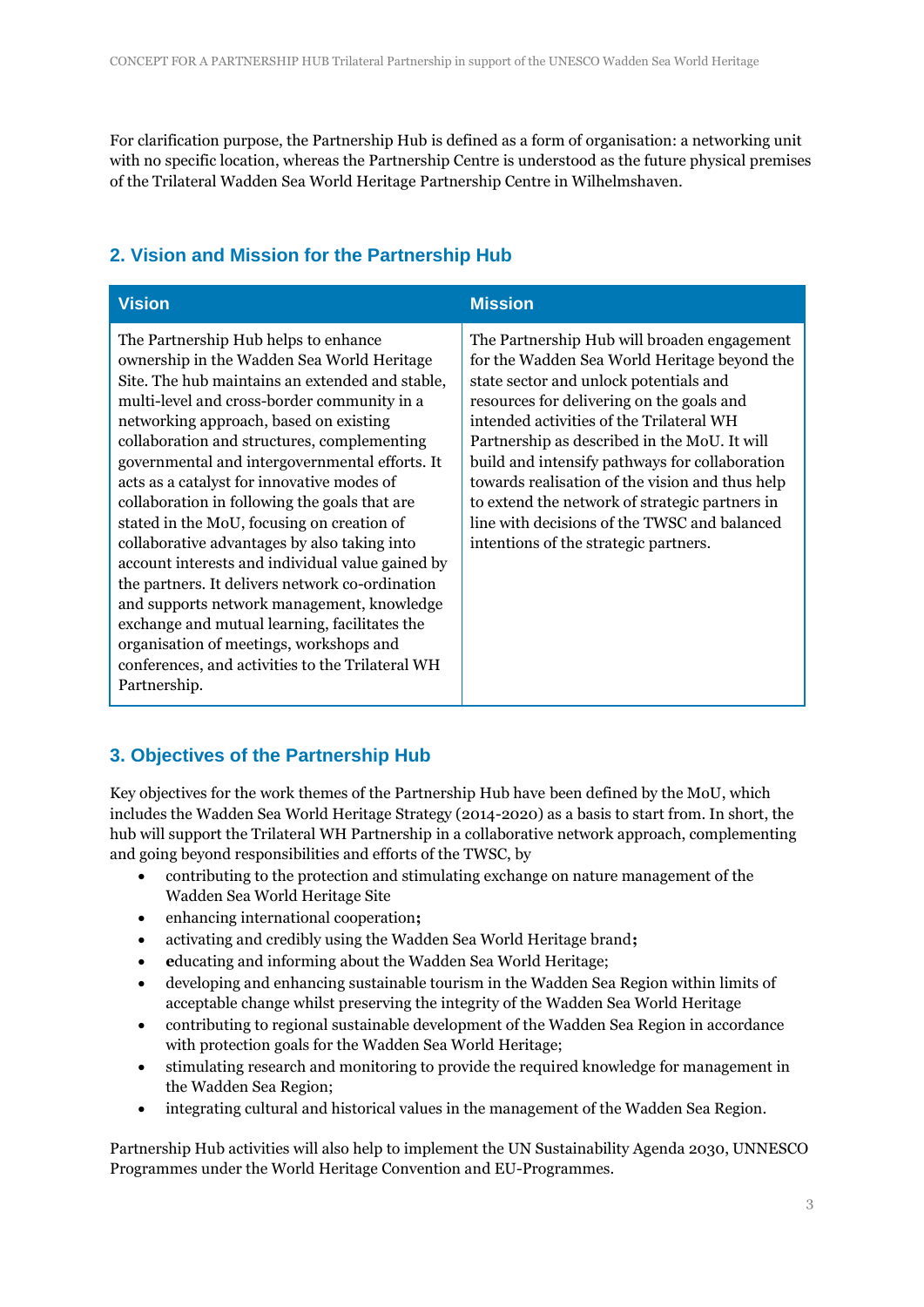For clarification purpose, the Partnership Hub is defined as a form of organisation: a networking unit with no specific location, whereas the Partnership Centre is understood as the future physical premises of the Trilateral Wadden Sea World Heritage Partnership Centre in Wilhelmshaven.

## 2. Vision and Mission for the Partnership Hub

| Vision | Mission |
| --- | --- |
| The Partnership Hub helps to enhance ownership in the Wadden Sea World Heritage Site. The hub maintains an extended and stable, multi-level and cross-border community in a networking approach, based on existing collaboration and structures, complementing governmental and intergovernmental efforts. It acts as a catalyst for innovative modes of collaboration in following the goals that are stated in the MoU, focusing on creation of collaborative advantages by also taking into account interests and individual value gained by the partners. It delivers network co-ordination and supports network management, knowledge exchange and mutual learning, facilitates the organisation of meetings, workshops and conferences, and activities to the Trilateral WH Partnership. | The Partnership Hub will broaden engagement for the Wadden Sea World Heritage beyond the state sector and unlock potentials and resources for delivering on the goals and intended activities of the Trilateral WH Partnership as described in the MoU. It will build and intensify pathways for collaboration towards realisation of the vision and thus help to extend the network of strategic partners in line with decisions of the TWSC and balanced intentions of the strategic partners. |

## 3. Objectives of the Partnership Hub

Key objectives for the work themes of the Partnership Hub have been defined by the MoU, which includes the Wadden Sea World Heritage Strategy (2014-2020) as a basis to start from. In short, the hub will support the Trilateral WH Partnership in a collaborative network approach, complementing and going beyond responsibilities and efforts of the TWSC, by

- contributing to the protection and stimulating exchange on nature management of the Wadden Sea World Heritage Site
- enhancing international cooperation**;**
- activating and credibly using the Wadden Sea World Heritage brand**;**
- **e**ducating and informing about the Wadden Sea World Heritage;
- developing and enhancing sustainable tourism in the Wadden Sea Region within limits of acceptable change whilst preserving the integrity of the Wadden Sea World Heritage
- contributing to regional sustainable development of the Wadden Sea Region in accordance with protection goals for the Wadden Sea World Heritage;
- stimulating research and monitoring to provide the required knowledge for management in the Wadden Sea Region;
- integrating cultural and historical values in the management of the Wadden Sea Region.

Partnership Hub activities will also help to implement the UN Sustainability Agenda 2030, UNNESCO Programmes under the World Heritage Convention and EU-Programmes.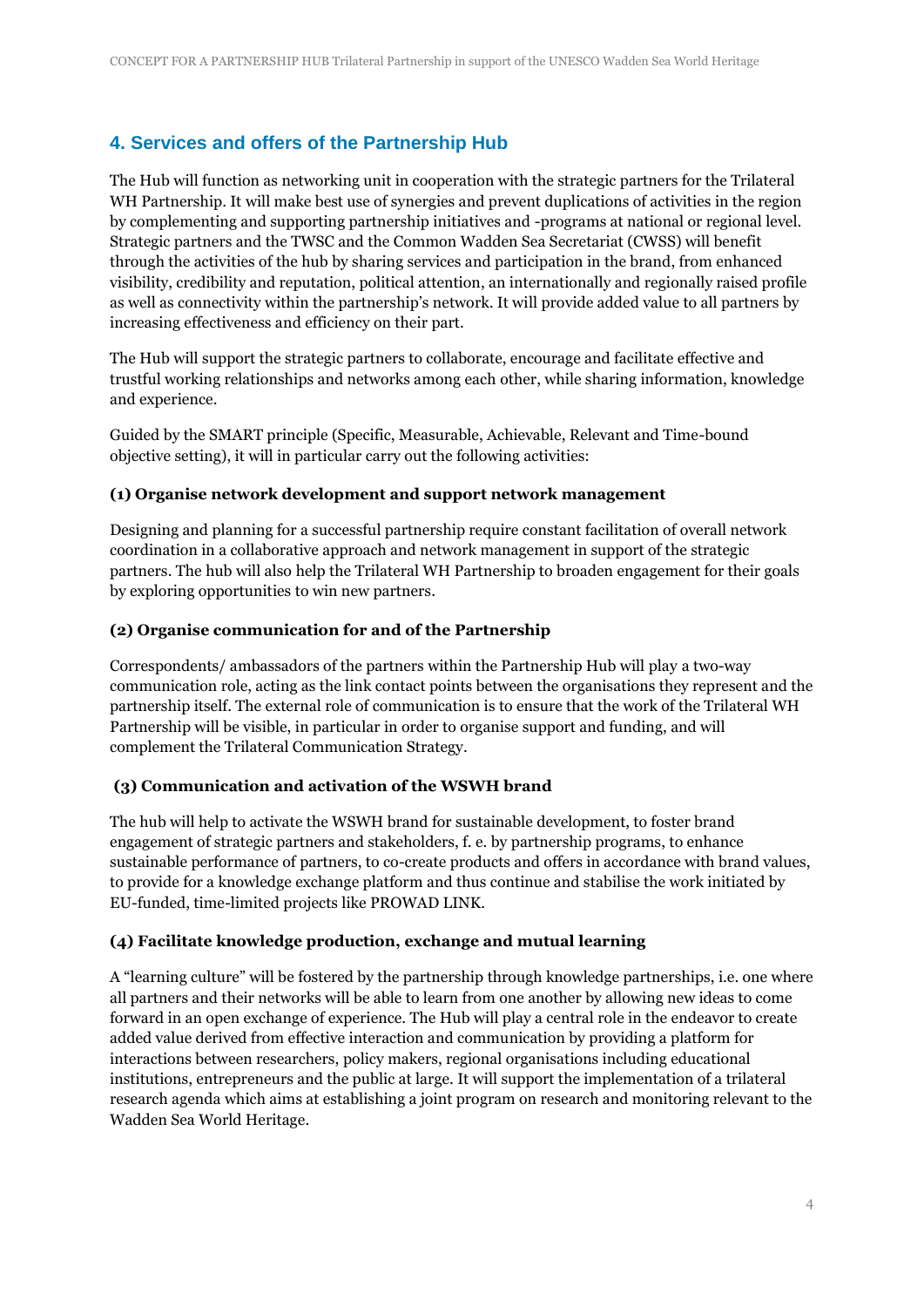## 4. Services and offers of the Partnership Hub

The Hub will function as networking unit in cooperation with the strategic partners for the Trilateral WH Partnership. It will make best use of synergies and prevent duplications of activities in the region by complementing and supporting partnership initiatives and -programs at national or regional level. Strategic partners and the TWSC and the Common Wadden Sea Secretariat (CWSS) will benefit through the activities of the hub by sharing services and participation in the brand, from enhanced visibility, credibility and reputation, political attention, an internationally and regionally raised profile as well as connectivity within the partnership's network. It will provide added value to all partners by increasing effectiveness and efficiency on their part.

The Hub will support the strategic partners to collaborate, encourage and facilitate effective and trustful working relationships and networks among each other, while sharing information, knowledge and experience.

Guided by the SMART principle (Specific, Measurable, Achievable, Relevant and Time-bound objective setting), it will in particular carry out the following activities:

**(1) Organise network development and support network management**

Designing and planning for a successful partnership require constant facilitation of overall network coordination in a collaborative approach and network management in support of the strategic partners. The hub will also help the Trilateral WH Partnership to broaden engagement for their goals by exploring opportunities to win new partners.

**(2) Organise communication for and of the Partnership**

Correspondents/ ambassadors of the partners within the Partnership Hub will play a two-way communication role, acting as the link contact points between the organisations they represent and the partnership itself. The external role of communication is to ensure that the work of the Trilateral WH Partnership will be visible, in particular in order to organise support and funding, and will complement the Trilateral Communication Strategy.

**(3) Communication and activation of the WSWH brand**

The hub will help to activate the WSWH brand for sustainable development, to foster brand engagement of strategic partners and stakeholders, f. e. by partnership programs, to enhance sustainable performance of partners, to co-create products and offers in accordance with brand values, to provide for a knowledge exchange platform and thus continue and stabilise the work initiated by EU-funded, time-limited projects like PROWAD LINK.

**(4) Facilitate knowledge production, exchange and mutual learning**

A "learning culture" will be fostered by the partnership through knowledge partnerships, i.e. one where all partners and their networks will be able to learn from one another by allowing new ideas to come forward in an open exchange of experience. The Hub will play a central role in the endeavor to create added value derived from effective interaction and communication by providing a platform for interactions between researchers, policy makers, regional organisations including educational institutions, entrepreneurs and the public at large. It will support the implementation of a trilateral research agenda which aims at establishing a joint program on research and monitoring relevant to the Wadden Sea World Heritage.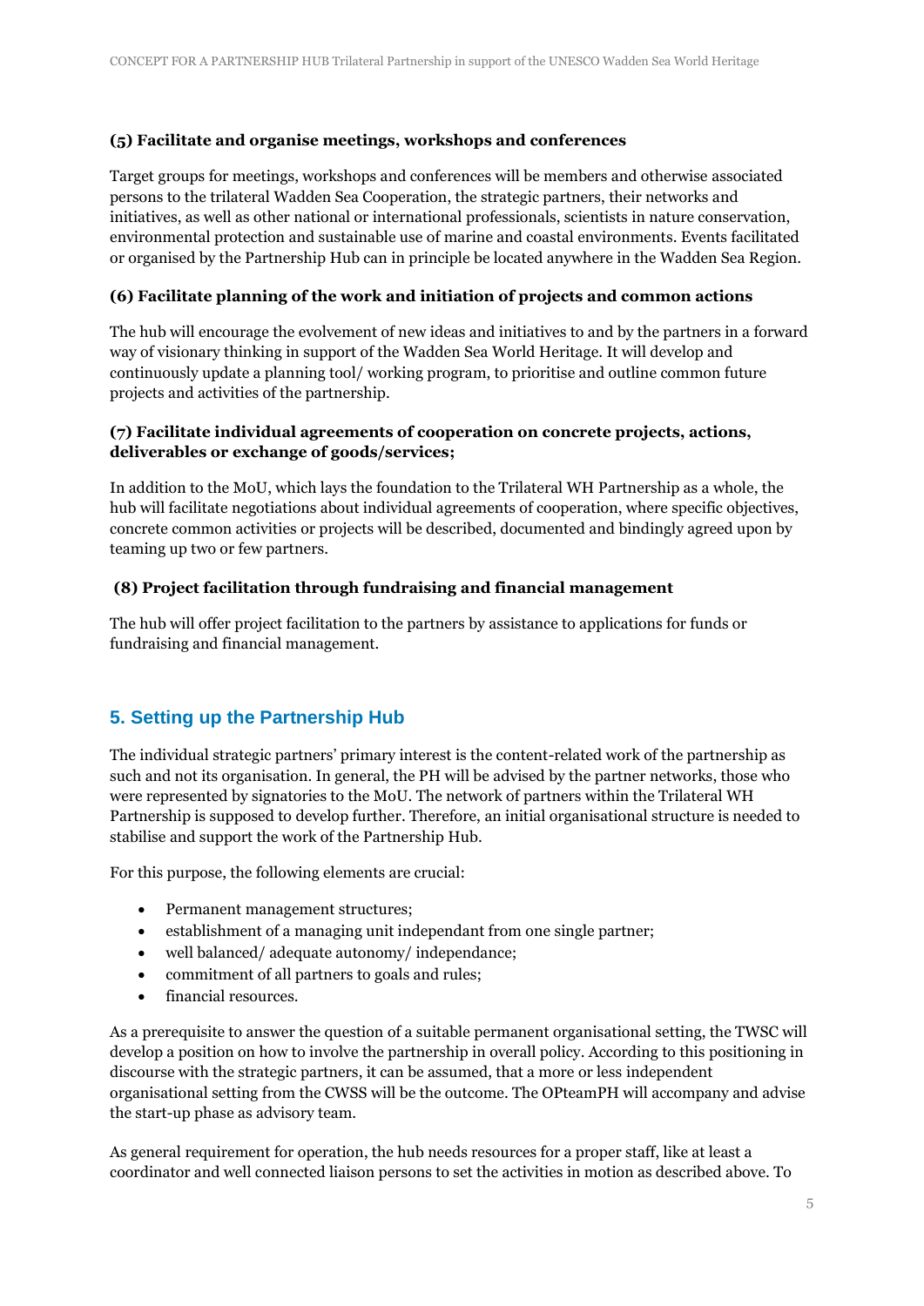**(5) Facilitate and organise meetings, workshops and conferences**

Target groups for meetings, workshops and conferences will be members and otherwise associated persons to the trilateral Wadden Sea Cooperation, the strategic partners, their networks and initiatives, as well as other national or international professionals, scientists in nature conservation, environmental protection and sustainable use of marine and coastal environments. Events facilitated or organised by the Partnership Hub can in principle be located anywhere in the Wadden Sea Region.

**(6) Facilitate planning of the work and initiation of projects and common actions**

The hub will encourage the evolvement of new ideas and initiatives to and by the partners in a forward way of visionary thinking in support of the Wadden Sea World Heritage. It will develop and continuously update a planning tool/ working program, to prioritise and outline common future projects and activities of the partnership.

**(7) Facilitate individual agreements of cooperation on concrete projects, actions, deliverables or exchange of goods/services;**

In addition to the MoU, which lays the foundation to the Trilateral WH Partnership as a whole, the hub will facilitate negotiations about individual agreements of cooperation, where specific objectives, concrete common activities or projects will be described, documented and bindingly agreed upon by teaming up two or few partners.

**(8) Project facilitation through fundraising and financial management**

The hub will offer project facilitation to the partners by assistance to applications for funds or fundraising and financial management.

## 5. Setting up the Partnership Hub

The individual strategic partners' primary interest is the content-related work of the partnership as such and not its organisation. In general, the PH will be advised by the partner networks, those who were represented by signatories to the MoU. The network of partners within the Trilateral WH Partnership is supposed to develop further. Therefore, an initial organisational structure is needed to stabilise and support the work of the Partnership Hub.

For this purpose, the following elements are crucial:

- Permanent management structures;
- establishment of a managing unit independant from one single partner;
- well balanced/ adequate autonomy/ independance;
- commitment of all partners to goals and rules;
- financial resources.

As a prerequisite to answer the question of a suitable permanent organisational setting, the TWSC will develop a position on how to involve the partnership in overall policy. According to this positioning in discourse with the strategic partners, it can be assumed, that a more or less independent organisational setting from the CWSS will be the outcome. The OPteamPH will accompany and advise the start-up phase as advisory team.

As general requirement for operation, the hub needs resources for a proper staff, like at least a coordinator and well connected liaison persons to set the activities in motion as described above. To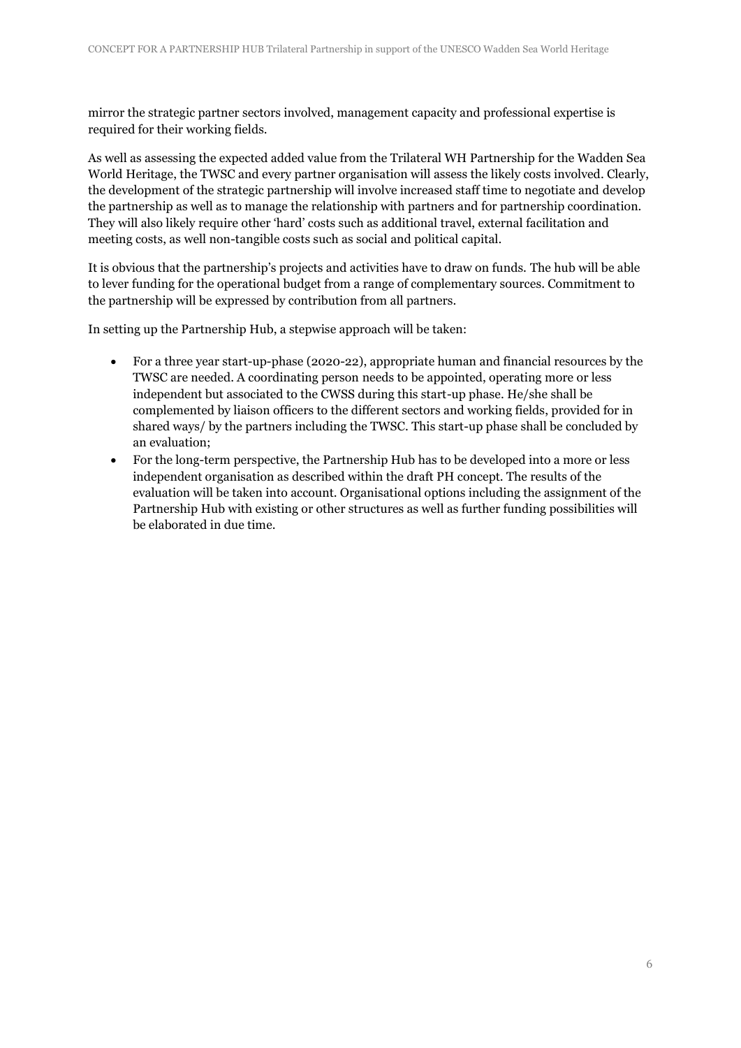mirror the strategic partner sectors involved, management capacity and professional expertise is required for their working fields.

As well as assessing the expected added value from the Trilateral WH Partnership for the Wadden Sea World Heritage, the TWSC and every partner organisation will assess the likely costs involved. Clearly, the development of the strategic partnership will involve increased staff time to negotiate and develop the partnership as well as to manage the relationship with partners and for partnership coordination. They will also likely require other 'hard' costs such as additional travel, external facilitation and meeting costs, as well non-tangible costs such as social and political capital.

It is obvious that the partnership's projects and activities have to draw on funds. The hub will be able to lever funding for the operational budget from a range of complementary sources. Commitment to the partnership will be expressed by contribution from all partners.

In setting up the Partnership Hub, a stepwise approach will be taken:

- For a three year start-up-phase (2020-22), appropriate human and financial resources by the TWSC are needed. A coordinating person needs to be appointed, operating more or less independent but associated to the CWSS during this start-up phase. He/she shall be complemented by liaison officers to the different sectors and working fields, provided for in shared ways/ by the partners including the TWSC. This start-up phase shall be concluded by an evaluation;
- For the long-term perspective, the Partnership Hub has to be developed into a more or less independent organisation as described within the draft PH concept. The results of the evaluation will be taken into account. Organisational options including the assignment of the Partnership Hub with existing or other structures as well as further funding possibilities will be elaborated in due time.